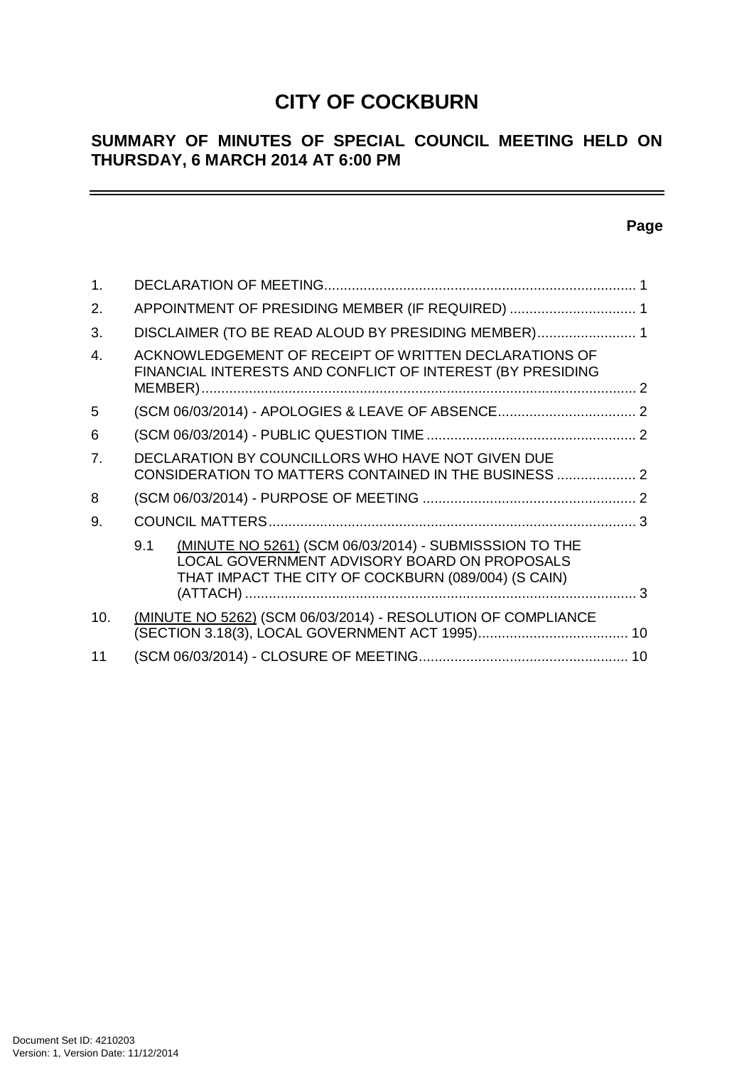# CITY OF COCKBURN

## SUMMARY OF MINUTES OF SPECIAL COUNCIL MEETING HELD ON THURSDAY, 6 MARCH 2014 AT 6:00 PM

**Page**

| | | |
|---|---|---|
| 1. | DECLARATION OF MEETING | 1 |
| 2. | APPOINTMENT OF PRESIDING MEMBER (IF REQUIRED) | 1 |
| 3. | DISCLAIMER (TO BE READ ALOUD BY PRESIDING MEMBER) | 1 |
| 4. | ACKNOWLEDGEMENT OF RECEIPT OF WRITTEN DECLARATIONS OF FINANCIAL INTERESTS AND CONFLICT OF INTEREST (BY PRESIDING MEMBER) | 2 |
| 5 | (SCM 06/03/2014) - APOLOGIES & LEAVE OF ABSENCE | 2 |
| 6 | (SCM 06/03/2014) - PUBLIC QUESTION TIME | 2 |
| 7. | DECLARATION BY COUNCILLORS WHO HAVE NOT GIVEN DUE CONSIDERATION TO MATTERS CONTAINED IN THE BUSINESS | 2 |
| 8 | (SCM 06/03/2014) - PURPOSE OF MEETING | 2 |
| 9. | COUNCIL MATTERS | 3 |
| | 9.1 (MINUTE NO 5261) (SCM 06/03/2014) - SUBMISSSION TO THE LOCAL GOVERNMENT ADVISORY BOARD ON PROPOSALS THAT IMPACT THE CITY OF COCKBURN (089/004) (S CAIN) (ATTACH) | 3 |
| 10. | (MINUTE NO 5262) (SCM 06/03/2014) - RESOLUTION OF COMPLIANCE (SECTION 3.18(3), LOCAL GOVERNMENT ACT 1995) | 10 |
| 11 | (SCM 06/03/2014) - CLOSURE OF MEETING | 10 |

Document Set ID: 4210203
Version: 1, Version Date: 11/12/2014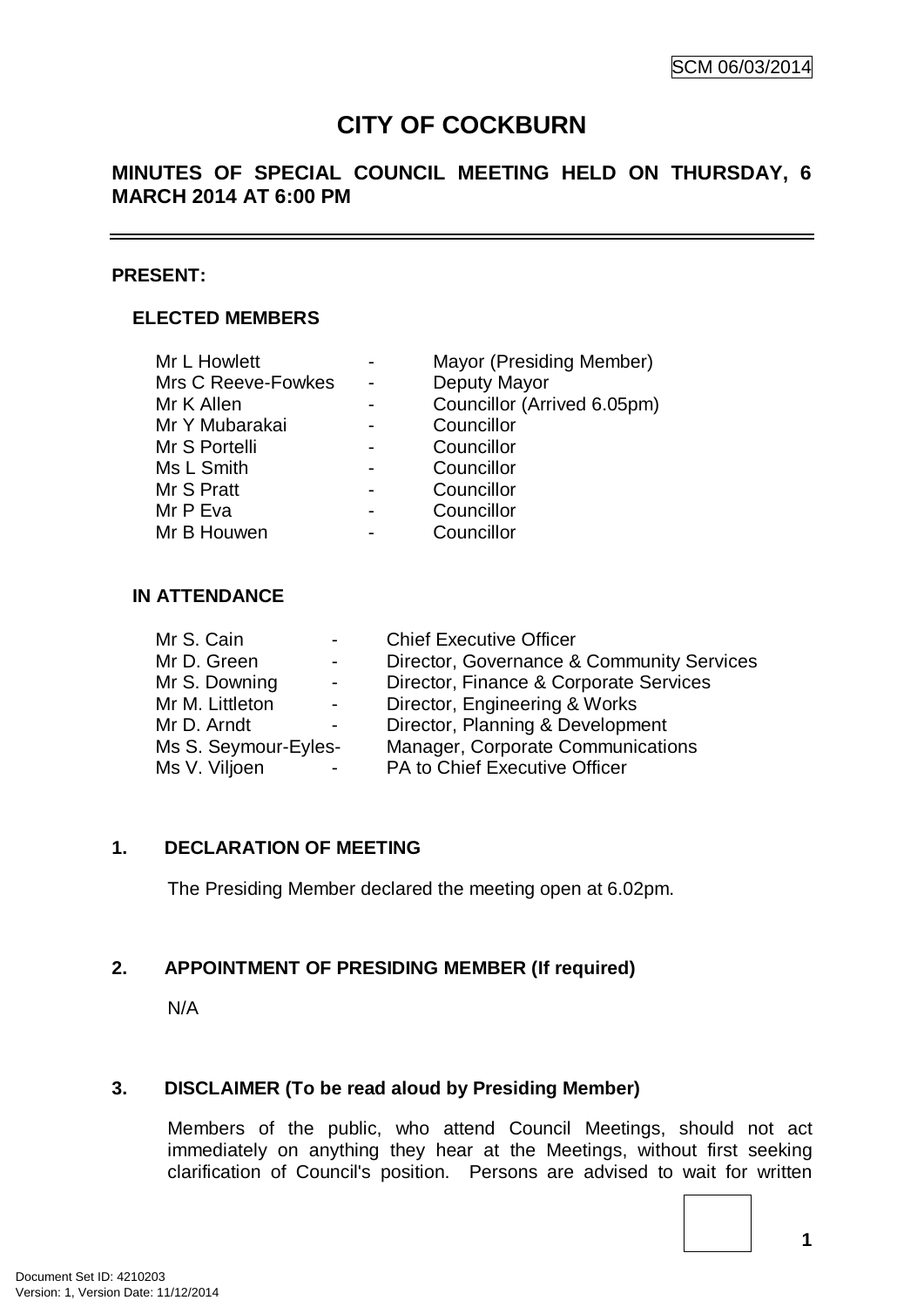# CITY OF COCKBURN

## MINUTES OF SPECIAL COUNCIL MEETING HELD ON THURSDAY, 6 MARCH 2014 AT 6:00 PM

---

**PRESENT:**

### ELECTED MEMBERS

| | | |
|---|---|---|
| Mr L Howlett | - | Mayor (Presiding Member) |
| Mrs C Reeve-Fowkes | - | Deputy Mayor |
| Mr K Allen | - | Councillor (Arrived 6.05pm) |
| Mr Y Mubarakai | - | Councillor |
| Mr S Portelli | - | Councillor |
| Ms L Smith | - | Councillor |
| Mr S Pratt | - | Councillor |
| Mr P Eva | - | Councillor |
| Mr B Houwen | - | Councillor |

### IN ATTENDANCE

| | | |
|---|---|---|
| Mr S. Cain | - | Chief Executive Officer |
| Mr D. Green | - | Director, Governance & Community Services |
| Mr S. Downing | - | Director, Finance & Corporate Services |
| Mr M. Littleton | - | Director, Engineering & Works |
| Mr D. Arndt | - | Director, Planning & Development |
| Ms S. Seymour-Eyles | - | Manager, Corporate Communications |
| Ms V. Viljoen | - | PA to Chief Executive Officer |

## 1. DECLARATION OF MEETING

The Presiding Member declared the meeting open at 6.02pm.

## 2. APPOINTMENT OF PRESIDING MEMBER (If required)

N/A

## 3. DISCLAIMER (To be read aloud by Presiding Member)

Members of the public, who attend Council Meetings, should not act immediately on anything they hear at the Meetings, without first seeking clarification of Council's position. Persons are advised to wait for written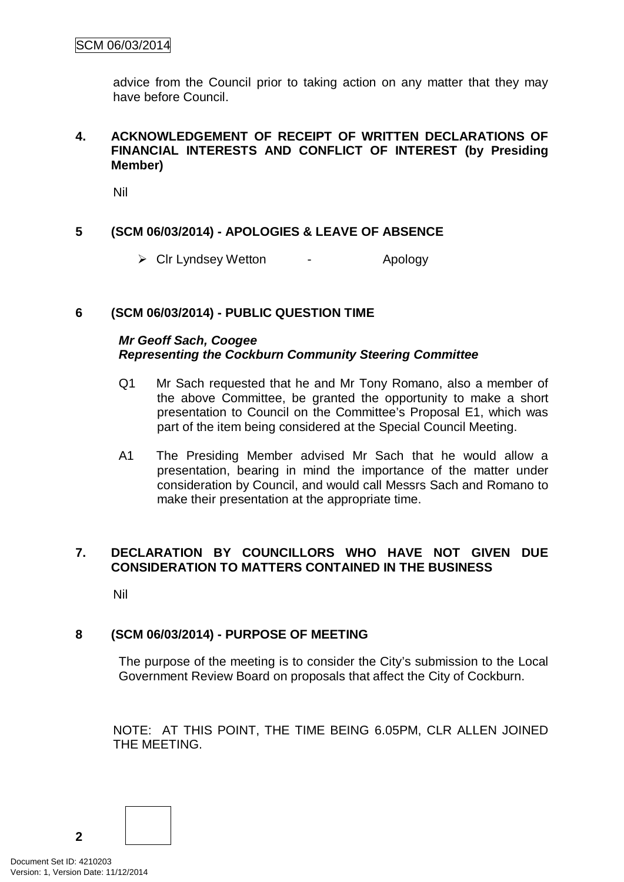advice from the Council prior to taking action on any matter that they may have before Council.

## 4. ACKNOWLEDGEMENT OF RECEIPT OF WRITTEN DECLARATIONS OF FINANCIAL INTERESTS AND CONFLICT OF INTEREST (by Presiding Member)

Nil

## 5 (SCM 06/03/2014) - APOLOGIES & LEAVE OF ABSENCE

- Clr Lyndsey Wetton - Apology

## 6 (SCM 06/03/2014) - PUBLIC QUESTION TIME

***Mr Geoff Sach, Coogee***
***Representing the Cockburn Community Steering Committee***

Q1 Mr Sach requested that he and Mr Tony Romano, also a member of the above Committee, be granted the opportunity to make a short presentation to Council on the Committee's Proposal E1, which was part of the item being considered at the Special Council Meeting.

A1 The Presiding Member advised Mr Sach that he would allow a presentation, bearing in mind the importance of the matter under consideration by Council, and would call Messrs Sach and Romano to make their presentation at the appropriate time.

## 7. DECLARATION BY COUNCILLORS WHO HAVE NOT GIVEN DUE CONSIDERATION TO MATTERS CONTAINED IN THE BUSINESS

Nil

## 8 (SCM 06/03/2014) - PURPOSE OF MEETING

The purpose of the meeting is to consider the City's submission to the Local Government Review Board on proposals that affect the City of Cockburn.

NOTE: AT THIS POINT, THE TIME BEING 6.05PM, CLR ALLEN JOINED THE MEETING.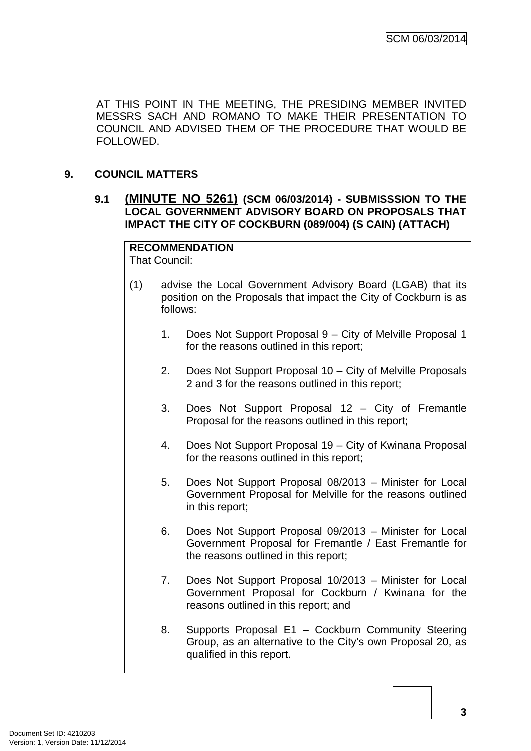AT THIS POINT IN THE MEETING, THE PRESIDING MEMBER INVITED MESSRS SACH AND ROMANO TO MAKE THEIR PRESENTATION TO COUNCIL AND ADVISED THEM OF THE PROCEDURE THAT WOULD BE FOLLOWED.

## 9. COUNCIL MATTERS

### 9.1 (MINUTE NO 5261) (SCM 06/03/2014) - SUBMISSSION TO THE LOCAL GOVERNMENT ADVISORY BOARD ON PROPOSALS THAT IMPACT THE CITY OF COCKBURN (089/004) (S CAIN) (ATTACH)

**RECOMMENDATION**
That Council:

(1) advise the Local Government Advisory Board (LGAB) that its position on the Proposals that impact the City of Cockburn is as follows:

1. Does Not Support Proposal 9 – City of Melville Proposal 1 for the reasons outlined in this report;

2. Does Not Support Proposal 10 – City of Melville Proposals 2 and 3 for the reasons outlined in this report;

3. Does Not Support Proposal 12 – City of Fremantle Proposal for the reasons outlined in this report;

4. Does Not Support Proposal 19 – City of Kwinana Proposal for the reasons outlined in this report;

5. Does Not Support Proposal 08/2013 – Minister for Local Government Proposal for Melville for the reasons outlined in this report;

6. Does Not Support Proposal 09/2013 – Minister for Local Government Proposal for Fremantle / East Fremantle for the reasons outlined in this report;

7. Does Not Support Proposal 10/2013 – Minister for Local Government Proposal for Cockburn / Kwinana for the reasons outlined in this report; and

8. Supports Proposal E1 – Cockburn Community Steering Group, as an alternative to the City's own Proposal 20, as qualified in this report.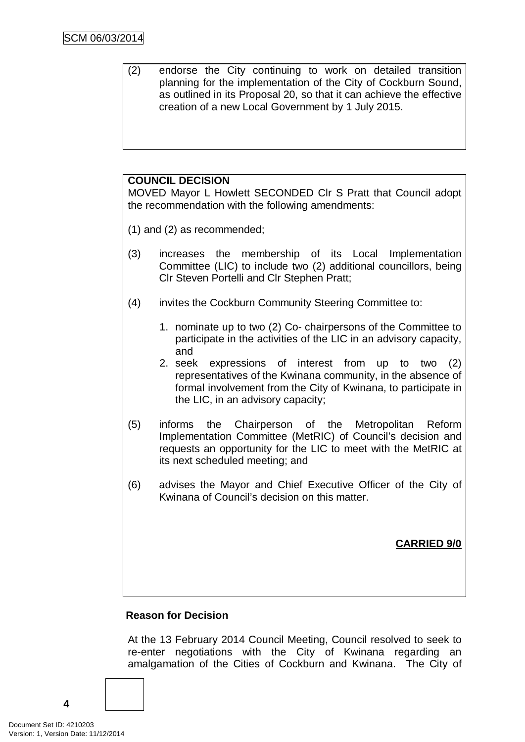(2) endorse the City continuing to work on detailed transition planning for the implementation of the City of Cockburn Sound, as outlined in its Proposal 20, so that it can achieve the effective creation of a new Local Government by 1 July 2015.

**COUNCIL DECISION**

MOVED Mayor L Howlett SECONDED Clr S Pratt that Council adopt the recommendation with the following amendments:

(1) and (2) as recommended;

(3) increases the membership of its Local Implementation Committee (LIC) to include two (2) additional councillors, being Clr Steven Portelli and Clr Stephen Pratt;

(4) invites the Cockburn Community Steering Committee to:

1. nominate up to two (2) Co- chairpersons of the Committee to participate in the activities of the LIC in an advisory capacity, and
2. seek expressions of interest from up to two (2) representatives of the Kwinana community, in the absence of formal involvement from the City of Kwinana, to participate in the LIC, in an advisory capacity;

(5) informs the Chairperson of the Metropolitan Reform Implementation Committee (MetRIC) of Council's decision and requests an opportunity for the LIC to meet with the MetRIC at its next scheduled meeting; and

(6) advises the Mayor and Chief Executive Officer of the City of Kwinana of Council's decision on this matter.

**CARRIED 9/0**

**Reason for Decision**

At the 13 February 2014 Council Meeting, Council resolved to seek to re-enter negotiations with the City of Kwinana regarding an amalgamation of the Cities of Cockburn and Kwinana. The City of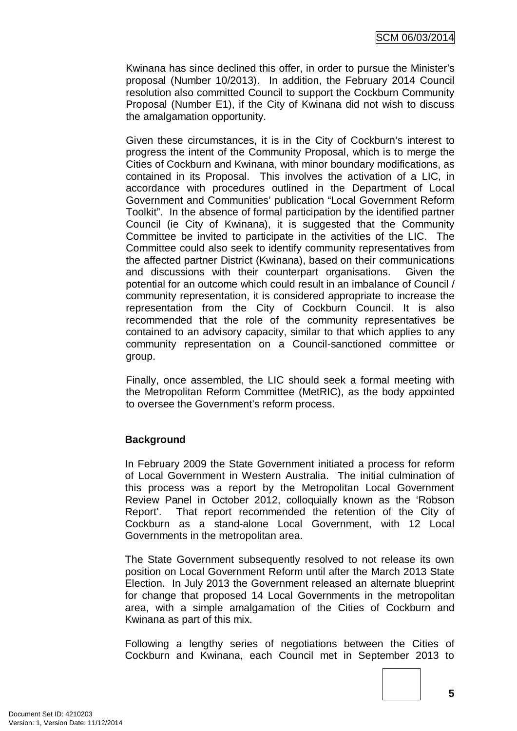Kwinana has since declined this offer, in order to pursue the Minister's proposal (Number 10/2013). In addition, the February 2014 Council resolution also committed Council to support the Cockburn Community Proposal (Number E1), if the City of Kwinana did not wish to discuss the amalgamation opportunity.

Given these circumstances, it is in the City of Cockburn's interest to progress the intent of the Community Proposal, which is to merge the Cities of Cockburn and Kwinana, with minor boundary modifications, as contained in its Proposal. This involves the activation of a LIC, in accordance with procedures outlined in the Department of Local Government and Communities' publication "Local Government Reform Toolkit". In the absence of formal participation by the identified partner Council (ie City of Kwinana), it is suggested that the Community Committee be invited to participate in the activities of the LIC. The Committee could also seek to identify community representatives from the affected partner District (Kwinana), based on their communications and discussions with their counterpart organisations. Given the potential for an outcome which could result in an imbalance of Council / community representation, it is considered appropriate to increase the representation from the City of Cockburn Council. It is also recommended that the role of the community representatives be contained to an advisory capacity, similar to that which applies to any community representation on a Council-sanctioned committee or group.

Finally, once assembled, the LIC should seek a formal meeting with the Metropolitan Reform Committee (MetRIC), as the body appointed to oversee the Government's reform process.

**Background**

In February 2009 the State Government initiated a process for reform of Local Government in Western Australia. The initial culmination of this process was a report by the Metropolitan Local Government Review Panel in October 2012, colloquially known as the 'Robson Report'. That report recommended the retention of the City of Cockburn as a stand-alone Local Government, with 12 Local Governments in the metropolitan area.

The State Government subsequently resolved to not release its own position on Local Government Reform until after the March 2013 State Election. In July 2013 the Government released an alternate blueprint for change that proposed 14 Local Governments in the metropolitan area, with a simple amalgamation of the Cities of Cockburn and Kwinana as part of this mix.

Following a lengthy series of negotiations between the Cities of Cockburn and Kwinana, each Council met in September 2013 to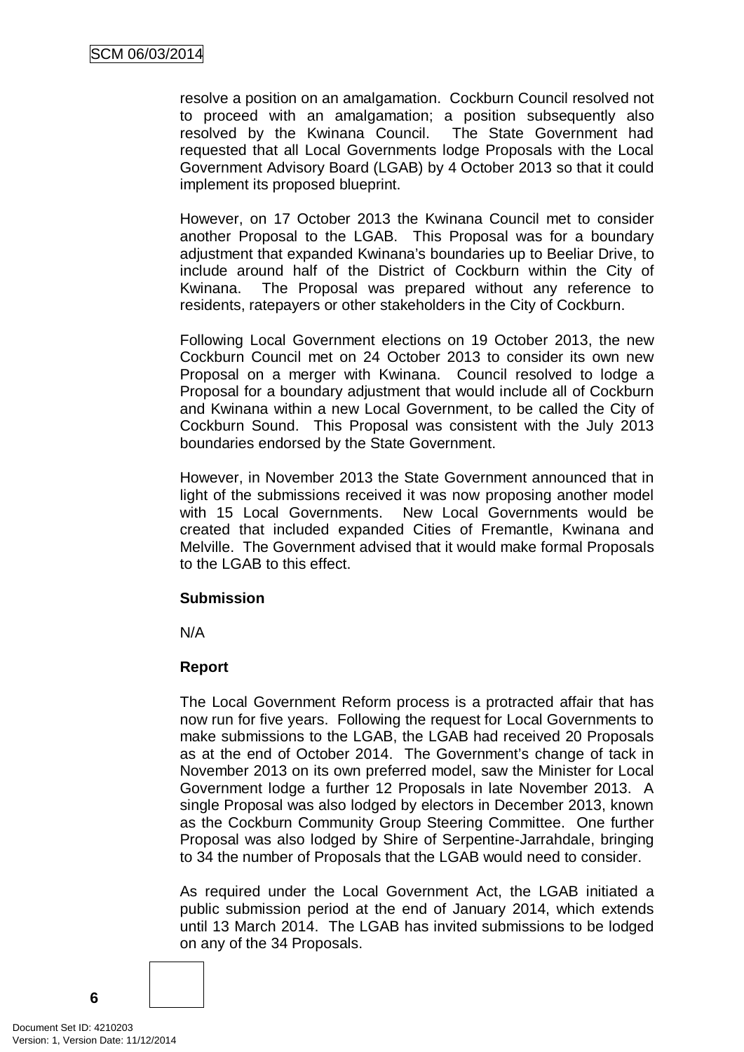resolve a position on an amalgamation. Cockburn Council resolved not to proceed with an amalgamation; a position subsequently also resolved by the Kwinana Council. The State Government had requested that all Local Governments lodge Proposals with the Local Government Advisory Board (LGAB) by 4 October 2013 so that it could implement its proposed blueprint.

However, on 17 October 2013 the Kwinana Council met to consider another Proposal to the LGAB. This Proposal was for a boundary adjustment that expanded Kwinana's boundaries up to Beeliar Drive, to include around half of the District of Cockburn within the City of Kwinana. The Proposal was prepared without any reference to residents, ratepayers or other stakeholders in the City of Cockburn.

Following Local Government elections on 19 October 2013, the new Cockburn Council met on 24 October 2013 to consider its own new Proposal on a merger with Kwinana. Council resolved to lodge a Proposal for a boundary adjustment that would include all of Cockburn and Kwinana within a new Local Government, to be called the City of Cockburn Sound. This Proposal was consistent with the July 2013 boundaries endorsed by the State Government.

However, in November 2013 the State Government announced that in light of the submissions received it was now proposing another model with 15 Local Governments. New Local Governments would be created that included expanded Cities of Fremantle, Kwinana and Melville. The Government advised that it would make formal Proposals to the LGAB to this effect.

**Submission**

N/A

**Report**

The Local Government Reform process is a protracted affair that has now run for five years. Following the request for Local Governments to make submissions to the LGAB, the LGAB had received 20 Proposals as at the end of October 2014. The Government's change of tack in November 2013 on its own preferred model, saw the Minister for Local Government lodge a further 12 Proposals in late November 2013. A single Proposal was also lodged by electors in December 2013, known as the Cockburn Community Group Steering Committee. One further Proposal was also lodged by Shire of Serpentine-Jarrahdale, bringing to 34 the number of Proposals that the LGAB would need to consider.

As required under the Local Government Act, the LGAB initiated a public submission period at the end of January 2014, which extends until 13 March 2014. The LGAB has invited submissions to be lodged on any of the 34 Proposals.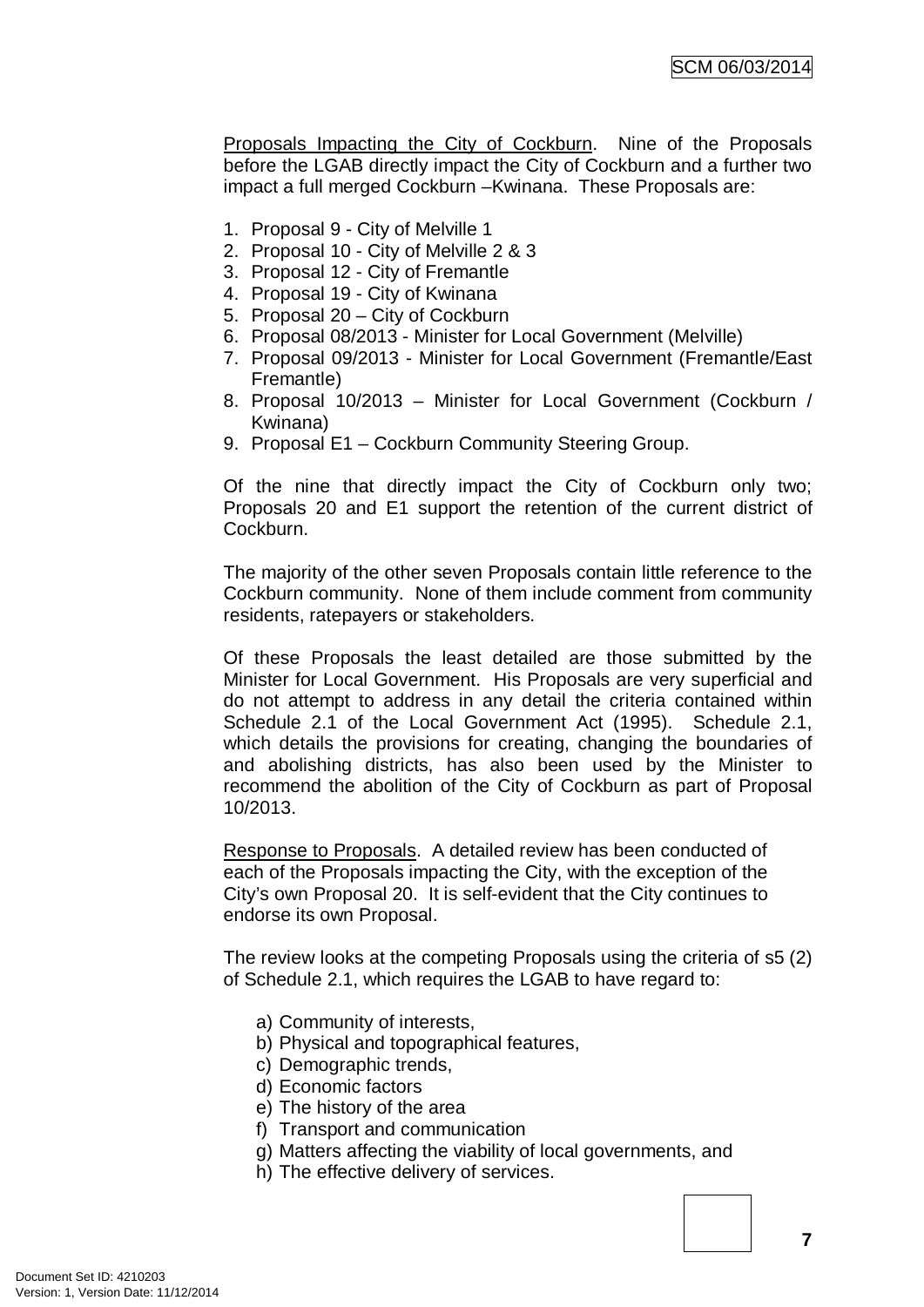<u>Proposals Impacting the City of Cockburn</u>. Nine of the Proposals before the LGAB directly impact the City of Cockburn and a further two impact a full merged Cockburn –Kwinana. These Proposals are:

1. Proposal 9 - City of Melville 1
2. Proposal 10 - City of Melville 2 & 3
3. Proposal 12 - City of Fremantle
4. Proposal 19 - City of Kwinana
5. Proposal 20 – City of Cockburn
6. Proposal 08/2013 - Minister for Local Government (Melville)
7. Proposal 09/2013 - Minister for Local Government (Fremantle/East Fremantle)
8. Proposal 10/2013 – Minister for Local Government (Cockburn / Kwinana)
9. Proposal E1 – Cockburn Community Steering Group.

Of the nine that directly impact the City of Cockburn only two; Proposals 20 and E1 support the retention of the current district of Cockburn.

The majority of the other seven Proposals contain little reference to the Cockburn community. None of them include comment from community residents, ratepayers or stakeholders.

Of these Proposals the least detailed are those submitted by the Minister for Local Government. His Proposals are very superficial and do not attempt to address in any detail the criteria contained within Schedule 2.1 of the Local Government Act (1995). Schedule 2.1, which details the provisions for creating, changing the boundaries of and abolishing districts, has also been used by the Minister to recommend the abolition of the City of Cockburn as part of Proposal 10/2013.

<u>Response to Proposals</u>. A detailed review has been conducted of each of the Proposals impacting the City, with the exception of the City's own Proposal 20. It is self-evident that the City continues to endorse its own Proposal.

The review looks at the competing Proposals using the criteria of s5 (2) of Schedule 2.1, which requires the LGAB to have regard to:

a) Community of interests,
b) Physical and topographical features,
c) Demographic trends,
d) Economic factors
e) The history of the area
f) Transport and communication
g) Matters affecting the viability of local governments, and
h) The effective delivery of services.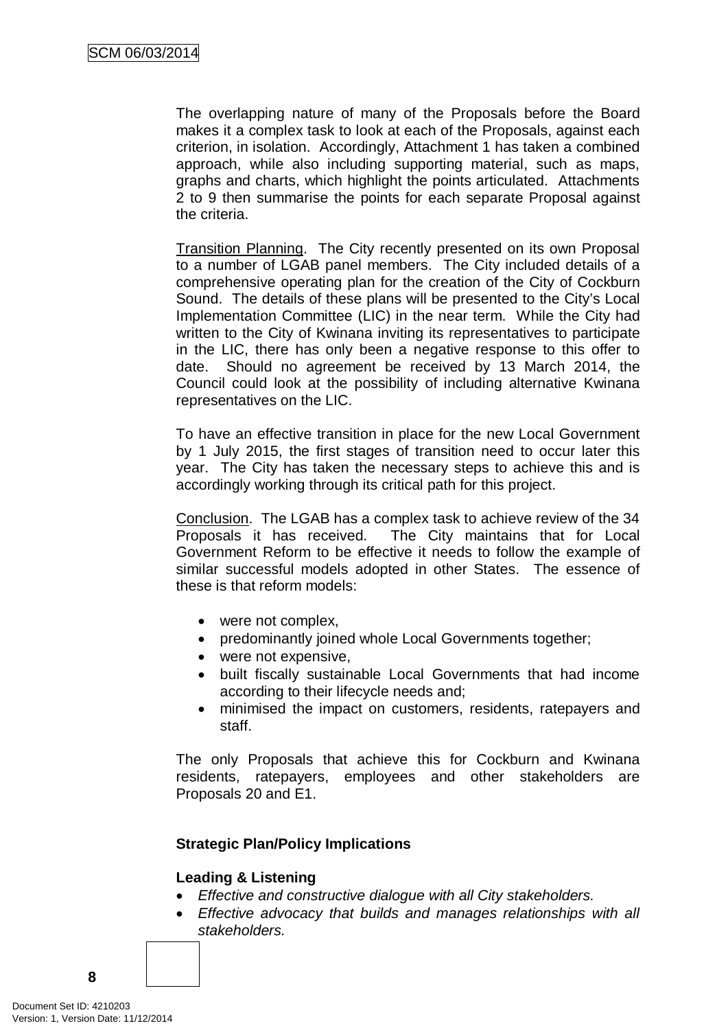The overlapping nature of many of the Proposals before the Board makes it a complex task to look at each of the Proposals, against each criterion, in isolation. Accordingly, Attachment 1 has taken a combined approach, while also including supporting material, such as maps, graphs and charts, which highlight the points articulated. Attachments 2 to 9 then summarise the points for each separate Proposal against the criteria.

Transition Planning. The City recently presented on its own Proposal to a number of LGAB panel members. The City included details of a comprehensive operating plan for the creation of the City of Cockburn Sound. The details of these plans will be presented to the City's Local Implementation Committee (LIC) in the near term. While the City had written to the City of Kwinana inviting its representatives to participate in the LIC, there has only been a negative response to this offer to date. Should no agreement be received by 13 March 2014, the Council could look at the possibility of including alternative Kwinana representatives on the LIC.

To have an effective transition in place for the new Local Government by 1 July 2015, the first stages of transition need to occur later this year. The City has taken the necessary steps to achieve this and is accordingly working through its critical path for this project.

Conclusion. The LGAB has a complex task to achieve review of the 34 Proposals it has received. The City maintains that for Local Government Reform to be effective it needs to follow the example of similar successful models adopted in other States. The essence of these is that reform models:

- were not complex,
- predominantly joined whole Local Governments together;
- were not expensive,
- built fiscally sustainable Local Governments that had income according to their lifecycle needs and;
- minimised the impact on customers, residents, ratepayers and staff.

The only Proposals that achieve this for Cockburn and Kwinana residents, ratepayers, employees and other stakeholders are Proposals 20 and E1.

**Strategic Plan/Policy Implications**

**Leading & Listening**

- *Effective and constructive dialogue with all City stakeholders.*
- *Effective advocacy that builds and manages relationships with all stakeholders.*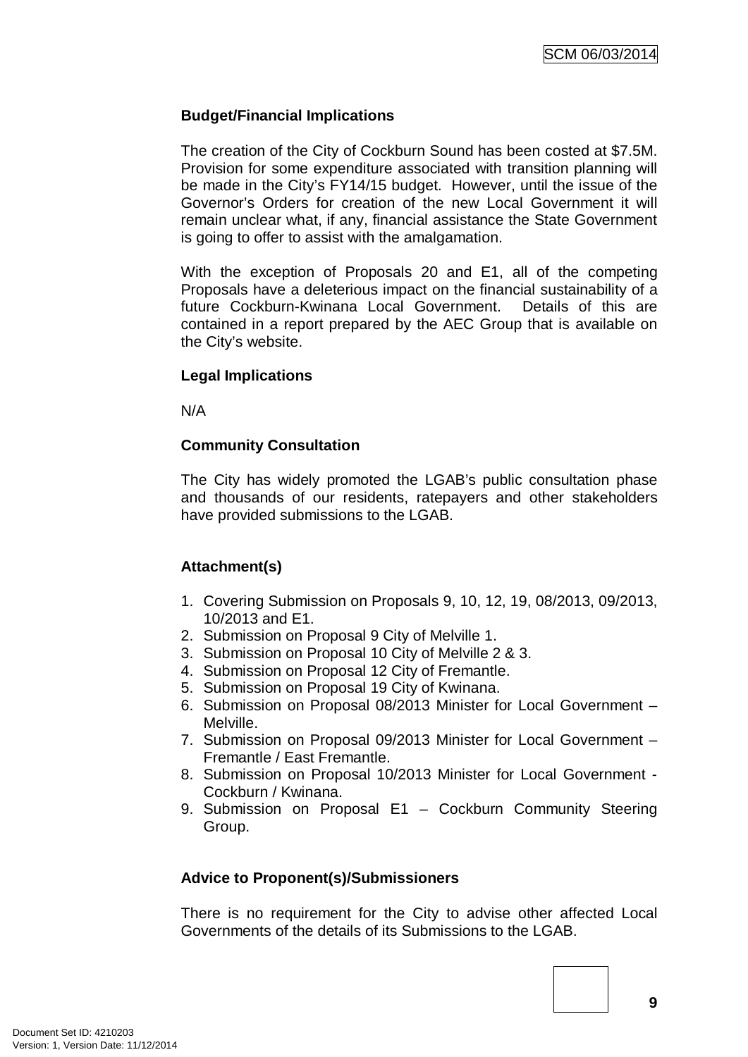**Budget/Financial Implications**

The creation of the City of Cockburn Sound has been costed at $7.5M. Provision for some expenditure associated with transition planning will be made in the City's FY14/15 budget. However, until the issue of the Governor's Orders for creation of the new Local Government it will remain unclear what, if any, financial assistance the State Government is going to offer to assist with the amalgamation.

With the exception of Proposals 20 and E1, all of the competing Proposals have a deleterious impact on the financial sustainability of a future Cockburn-Kwinana Local Government. Details of this are contained in a report prepared by the AEC Group that is available on the City's website.

**Legal Implications**

N/A

**Community Consultation**

The City has widely promoted the LGAB's public consultation phase and thousands of our residents, ratepayers and other stakeholders have provided submissions to the LGAB.

**Attachment(s)**

1. Covering Submission on Proposals 9, 10, 12, 19, 08/2013, 09/2013, 10/2013 and E1.
2. Submission on Proposal 9 City of Melville 1.
3. Submission on Proposal 10 City of Melville 2 & 3.
4. Submission on Proposal 12 City of Fremantle.
5. Submission on Proposal 19 City of Kwinana.
6. Submission on Proposal 08/2013 Minister for Local Government – Melville.
7. Submission on Proposal 09/2013 Minister for Local Government – Fremantle / East Fremantle.
8. Submission on Proposal 10/2013 Minister for Local Government - Cockburn / Kwinana.
9. Submission on Proposal E1 – Cockburn Community Steering Group.

**Advice to Proponent(s)/Submissioners**

There is no requirement for the City to advise other affected Local Governments of the details of its Submissions to the LGAB.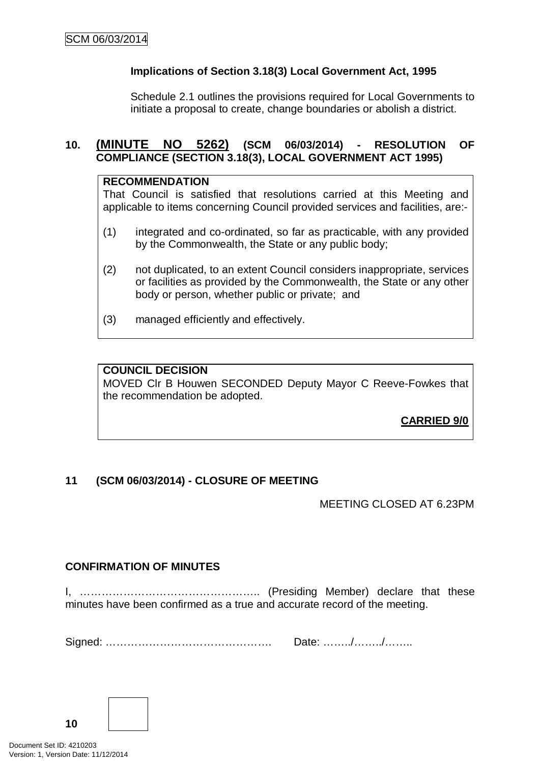**Implications of Section 3.18(3) Local Government Act, 1995**

Schedule 2.1 outlines the provisions required for Local Governments to initiate a proposal to create, change boundaries or abolish a district.

## 10. (MINUTE NO 5262) (SCM 06/03/2014) - RESOLUTION OF COMPLIANCE (SECTION 3.18(3), LOCAL GOVERNMENT ACT 1995)

**RECOMMENDATION**

That Council is satisfied that resolutions carried at this Meeting and applicable to items concerning Council provided services and facilities, are:-

(1) integrated and co-ordinated, so far as practicable, with any provided by the Commonwealth, the State or any public body;

(2) not duplicated, to an extent Council considers inappropriate, services or facilities as provided by the Commonwealth, the State or any other body or person, whether public or private; and

(3) managed efficiently and effectively.

**COUNCIL DECISION**

MOVED Clr B Houwen SECONDED Deputy Mayor C Reeve-Fowkes that the recommendation be adopted.

**CARRIED 9/0**

## 11 (SCM 06/03/2014) - CLOSURE OF MEETING

MEETING CLOSED AT 6.23PM

**CONFIRMATION OF MINUTES**

I, ………………………………………….. (Presiding Member) declare that these minutes have been confirmed as a true and accurate record of the meeting.

Signed: ……………………………………….   Date: ……../……../……..

Document Set ID: 4210203
Version: 1, Version Date: 11/12/2014